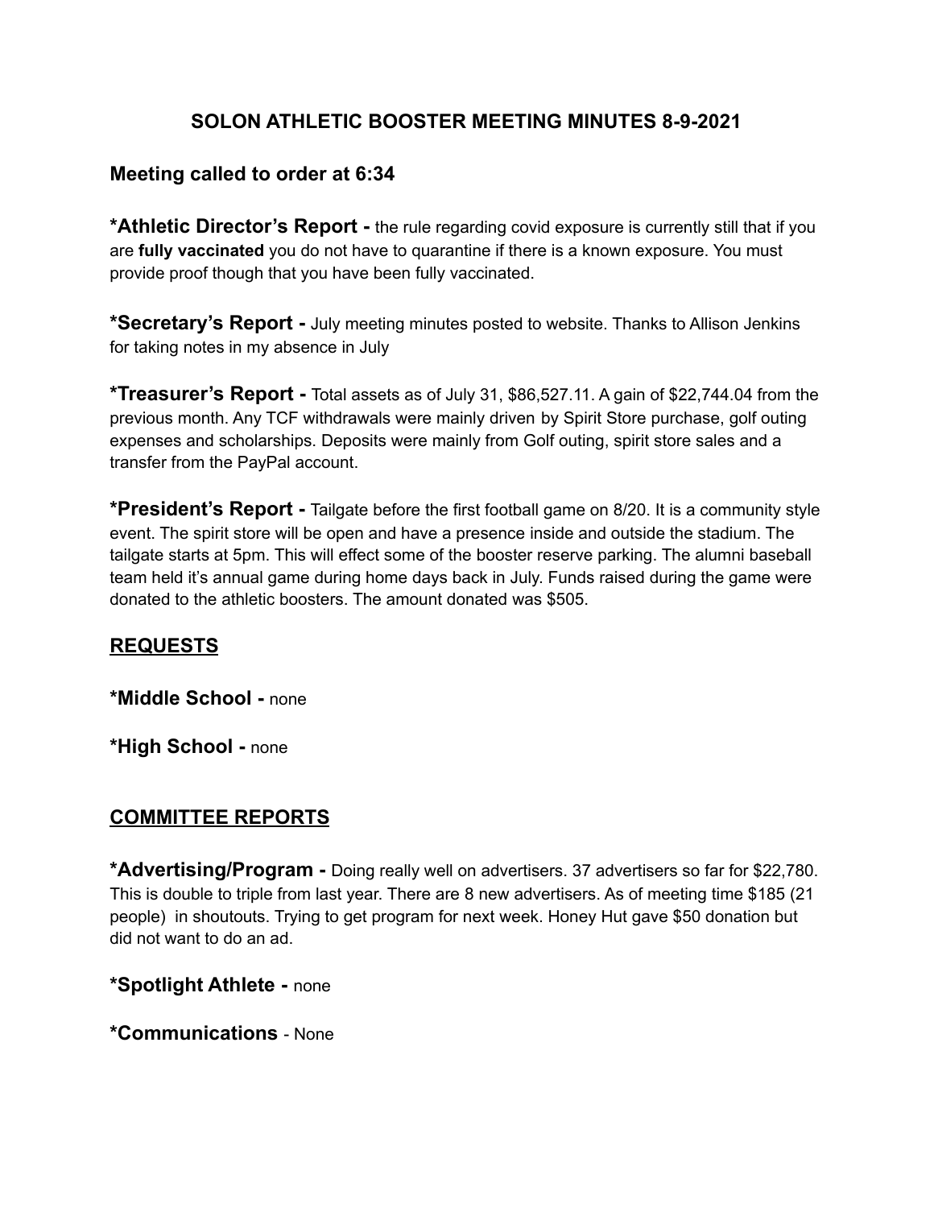# SOLON ATHLETIC BOOSTER MEETING MINUTES 8-9-2021

## Meeting called to order at 6:34

**\*Athletic Director's Report -** the rule regarding covid exposure is currently still that if you are **fully vaccinated** you do not have to quarantine if there is a known exposure. You must provide proof though that you have been fully vaccinated.

**\*Secretary's Report -** July meeting minutes posted to website. Thanks to Allison Jenkins for taking notes in my absence in July

**\*Treasurer's Report -** Total assets as of July 31, $86,527.11. A gain of $22,744.04 from the previous month. Any TCF withdrawals were mainly driven by Spirit Store purchase, golf outing expenses and scholarships. Deposits were mainly from Golf outing, spirit store sales and a transfer from the PayPal account.

**\*President's Report -** Tailgate before the first football game on 8/20. It is a community style event. The spirit store will be open and have a presence inside and outside the stadium. The tailgate starts at 5pm. This will effect some of the booster reserve parking. The alumni baseball team held it's annual game during home days back in July. Funds raised during the game were donated to the athletic boosters. The amount donated was $505.

## REQUESTS

**\*Middle School -** none

**\*High School -** none

## COMMITTEE REPORTS

**\*Advertising/Program -** Doing really well on advertisers. 37 advertisers so far for $22,780. This is double to triple from last year. There are 8 new advertisers. As of meeting time $185 (21 people) in shoutouts. Trying to get program for next week. Honey Hut gave $50 donation but did not want to do an ad.

**\*Spotlight Athlete -** none

**\*Communications** - None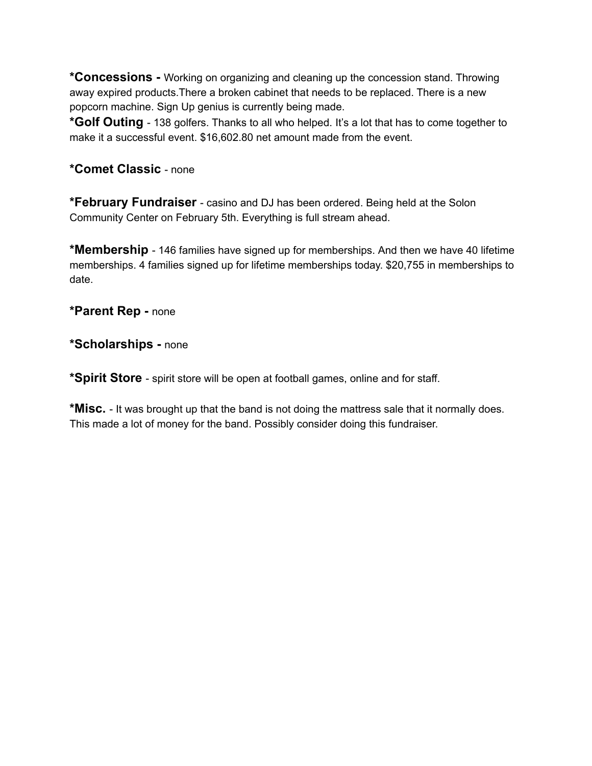**\*Concessions -** Working on organizing and cleaning up the concession stand. Throwing away expired products.There a broken cabinet that needs to be replaced. There is a new popcorn machine. Sign Up genius is currently being made.

**\*Golf Outing** - 138 golfers. Thanks to all who helped. It's a lot that has to come together to make it a successful event. $16,602.80 net amount made from the event.

**\*Comet Classic** - none

**\*February Fundraiser** - casino and DJ has been ordered. Being held at the Solon Community Center on February 5th. Everything is full stream ahead.

**\*Membership** - 146 families have signed up for memberships. And then we have 40 lifetime memberships. 4 families signed up for lifetime memberships today. $20,755 in memberships to date.

**\*Parent Rep -** none

**\*Scholarships -** none

**\*Spirit Store** - spirit store will be open at football games, online and for staff.

**\*Misc.** - It was brought up that the band is not doing the mattress sale that it normally does. This made a lot of money for the band. Possibly consider doing this fundraiser.